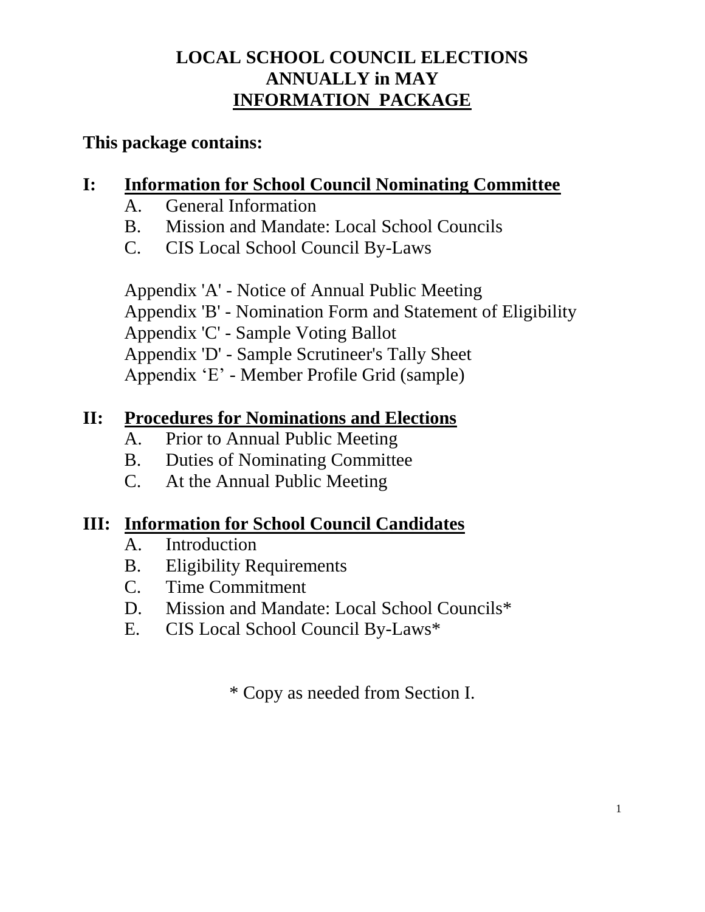# LOCAL SCHOOL COUNCIL ELECTIONS
# ANNUALLY in MAY
# INFORMATION PACKAGE

**This package contains:**

## I: Information for School Council Nominating Committee

A. General Information
B. Mission and Mandate: Local School Councils
C. CIS Local School Council By-Laws

Appendix 'A' - Notice of Annual Public Meeting
Appendix 'B' - Nomination Form and Statement of Eligibility
Appendix 'C' - Sample Voting Ballot
Appendix 'D' - Sample Scrutineer's Tally Sheet
Appendix 'E' - Member Profile Grid (sample)

## II: Procedures for Nominations and Elections

A. Prior to Annual Public Meeting
B. Duties of Nominating Committee
C. At the Annual Public Meeting

## III: Information for School Council Candidates

A. Introduction
B. Eligibility Requirements
C. Time Commitment
D. Mission and Mandate: Local School Councils*
E. CIS Local School Council By-Laws*

\* Copy as needed from Section I.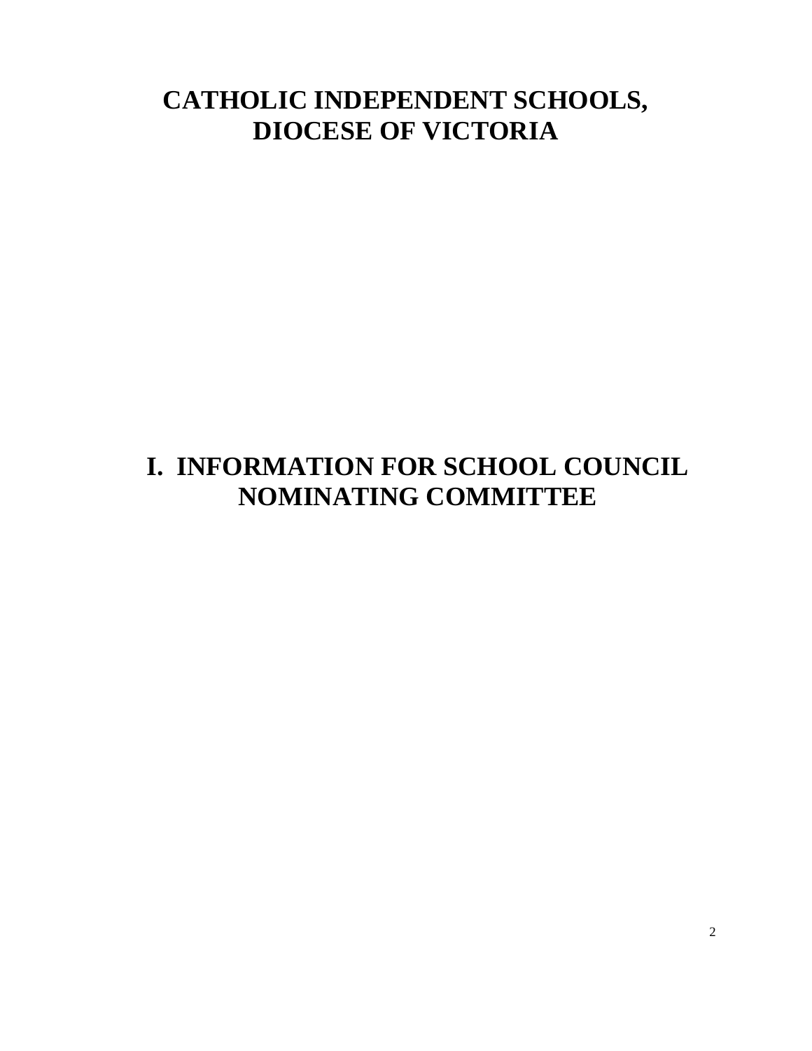# CATHOLIC INDEPENDENT SCHOOLS, DIOCESE OF VICTORIA

# I. INFORMATION FOR SCHOOL COUNCIL NOMINATING COMMITTEE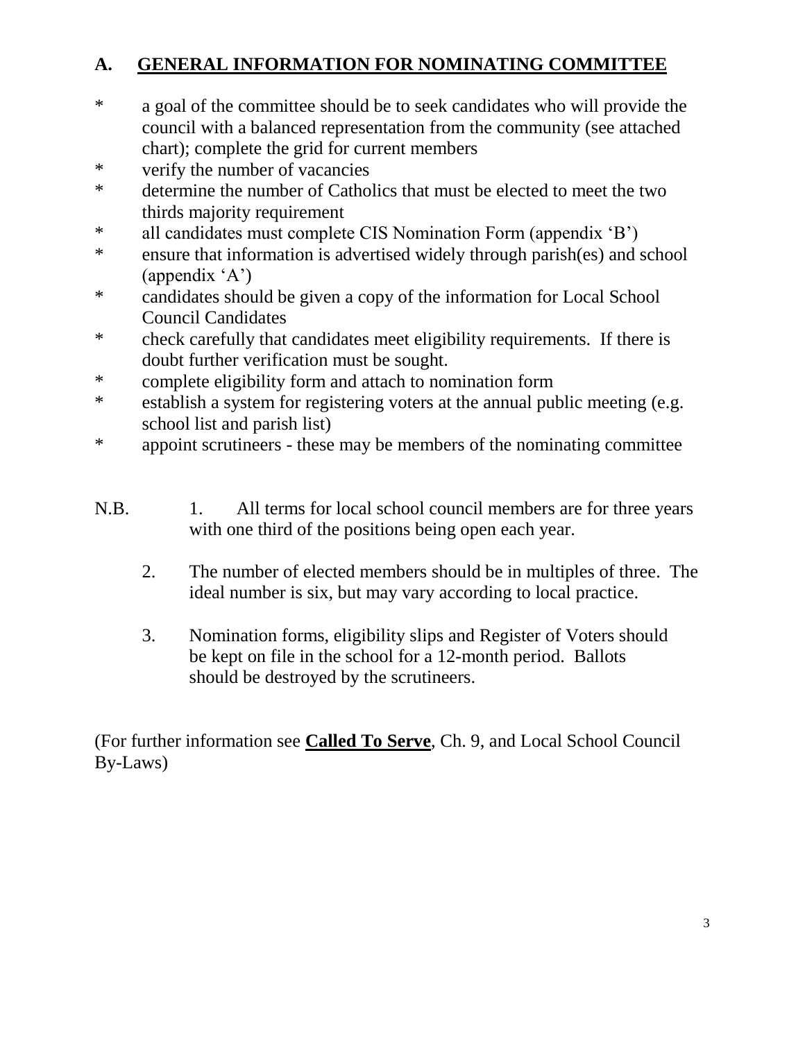## A. GENERAL INFORMATION FOR NOMINATING COMMITTEE

* a goal of the committee should be to seek candidates who will provide the council with a balanced representation from the community (see attached chart); complete the grid for current members
* verify the number of vacancies
* determine the number of Catholics that must be elected to meet the two thirds majority requirement
* all candidates must complete CIS Nomination Form (appendix 'B')
* ensure that information is advertised widely through parish(es) and school (appendix 'A')
* candidates should be given a copy of the information for Local School Council Candidates
* check carefully that candidates meet eligibility requirements. If there is doubt further verification must be sought.
* complete eligibility form and attach to nomination form
* establish a system for registering voters at the annual public meeting (e.g. school list and parish list)
* appoint scrutineers - these may be members of the nominating committee

N.B.

1. All terms for local school council members are for three years with one third of the positions being open each year.
2. The number of elected members should be in multiples of three. The ideal number is six, but may vary according to local practice.
3. Nomination forms, eligibility slips and Register of Voters should be kept on file in the school for a 12-month period. Ballots should be destroyed by the scrutineers.

(For further information see **Called To Serve**, Ch. 9, and Local School Council By-Laws)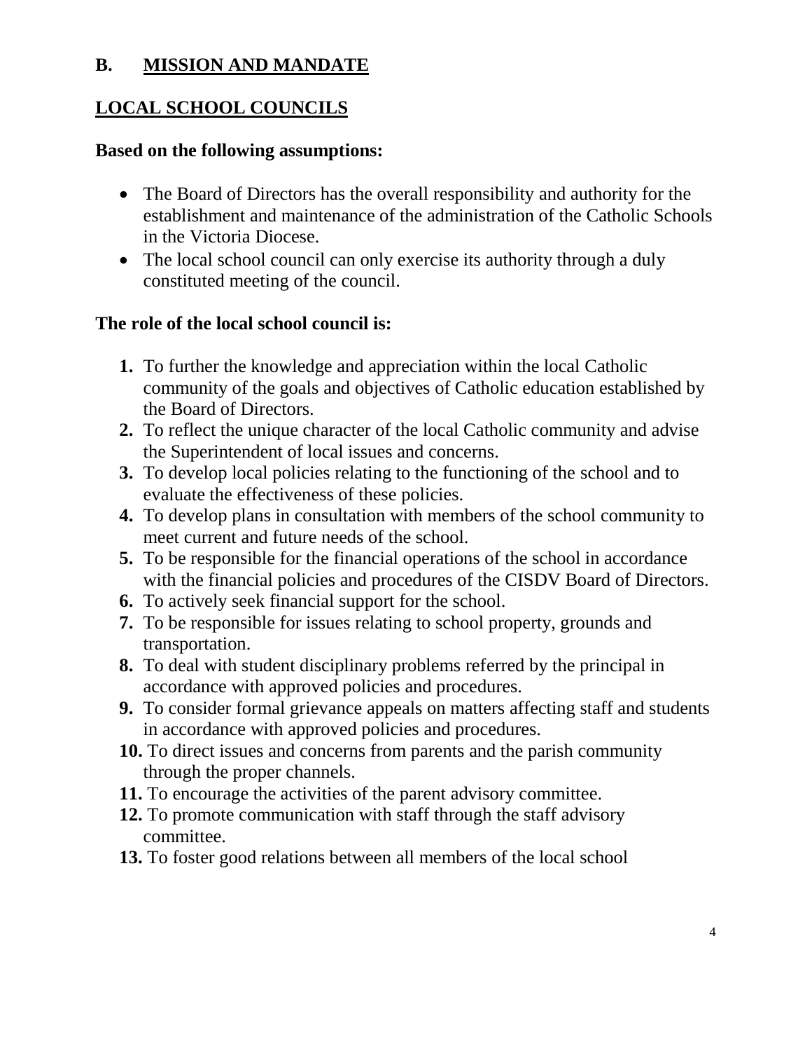## B. MISSION AND MANDATE

## LOCAL SCHOOL COUNCILS

**Based on the following assumptions:**

- The Board of Directors has the overall responsibility and authority for the establishment and maintenance of the administration of the Catholic Schools in the Victoria Diocese.
- The local school council can only exercise its authority through a duly constituted meeting of the council.

**The role of the local school council is:**

1. To further the knowledge and appreciation within the local Catholic community of the goals and objectives of Catholic education established by the Board of Directors.
2. To reflect the unique character of the local Catholic community and advise the Superintendent of local issues and concerns.
3. To develop local policies relating to the functioning of the school and to evaluate the effectiveness of these policies.
4. To develop plans in consultation with members of the school community to meet current and future needs of the school.
5. To be responsible for the financial operations of the school in accordance with the financial policies and procedures of the CISDV Board of Directors.
6. To actively seek financial support for the school.
7. To be responsible for issues relating to school property, grounds and transportation.
8. To deal with student disciplinary problems referred by the principal in accordance with approved policies and procedures.
9. To consider formal grievance appeals on matters affecting staff and students in accordance with approved policies and procedures.
10. To direct issues and concerns from parents and the parish community through the proper channels.
11. To encourage the activities of the parent advisory committee.
12. To promote communication with staff through the staff advisory committee.
13. To foster good relations between all members of the local school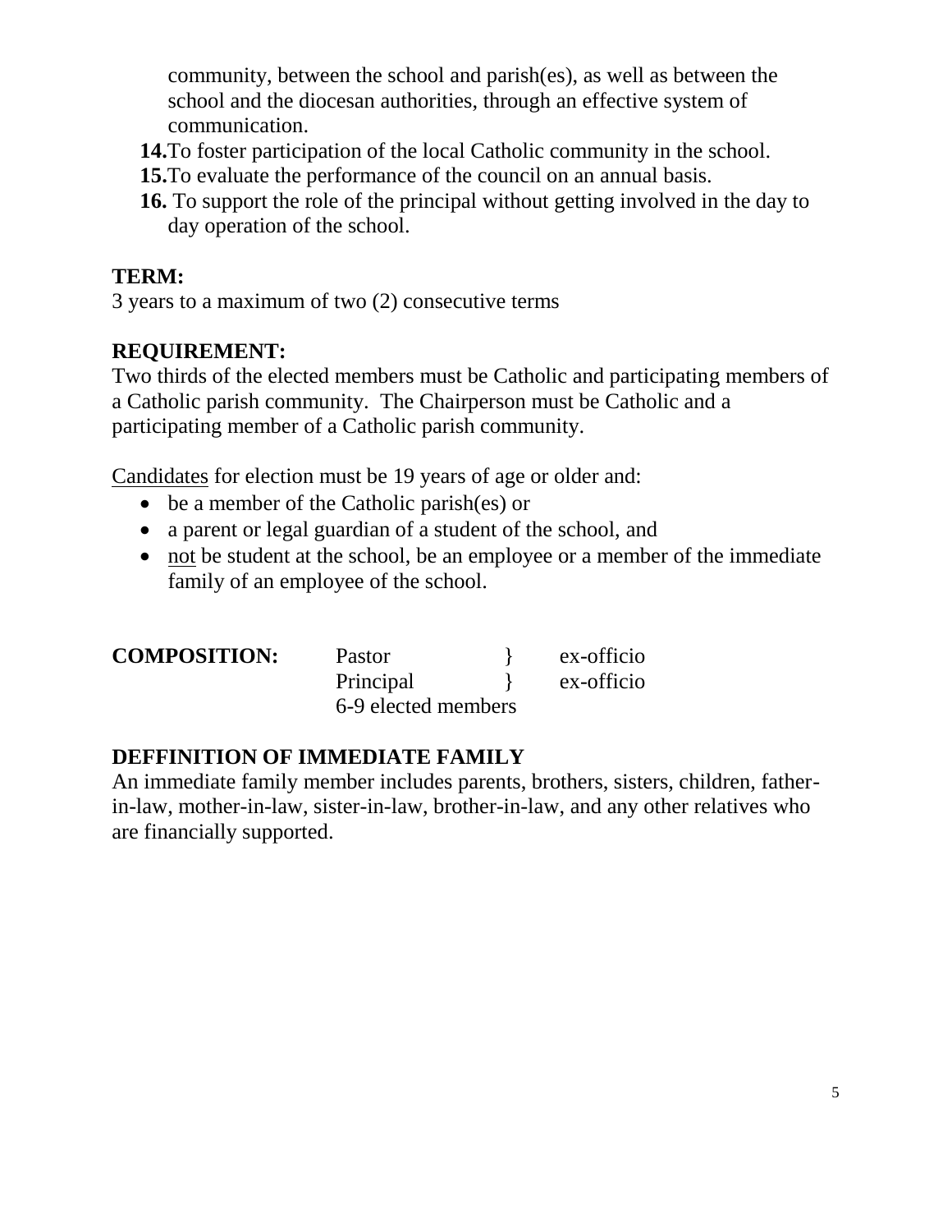community, between the school and parish(es), as well as between the school and the diocesan authorities, through an effective system of communication.

**14.** To foster participation of the local Catholic community in the school.

**15.** To evaluate the performance of the council on an annual basis.

**16.** To support the role of the principal without getting involved in the day to day operation of the school.

**TERM:**

3 years to a maximum of two (2) consecutive terms

**REQUIREMENT:**

Two thirds of the elected members must be Catholic and participating members of a Catholic parish community. The Chairperson must be Catholic and a participating member of a Catholic parish community.

Candidates for election must be 19 years of age or older and:

- be a member of the Catholic parish(es) or
- a parent or legal guardian of a student of the school, and
- not be student at the school, be an employee or a member of the immediate family of an employee of the school.

| **COMPOSITION:** | Pastor | } | ex-officio |
|---|---|---|---|
| | Principal | } | ex-officio |
| | 6-9 elected members | | |

**DEFFINITION OF IMMEDIATE FAMILY**

An immediate family member includes parents, brothers, sisters, children, father-in-law, mother-in-law, sister-in-law, brother-in-law, and any other relatives who are financially supported.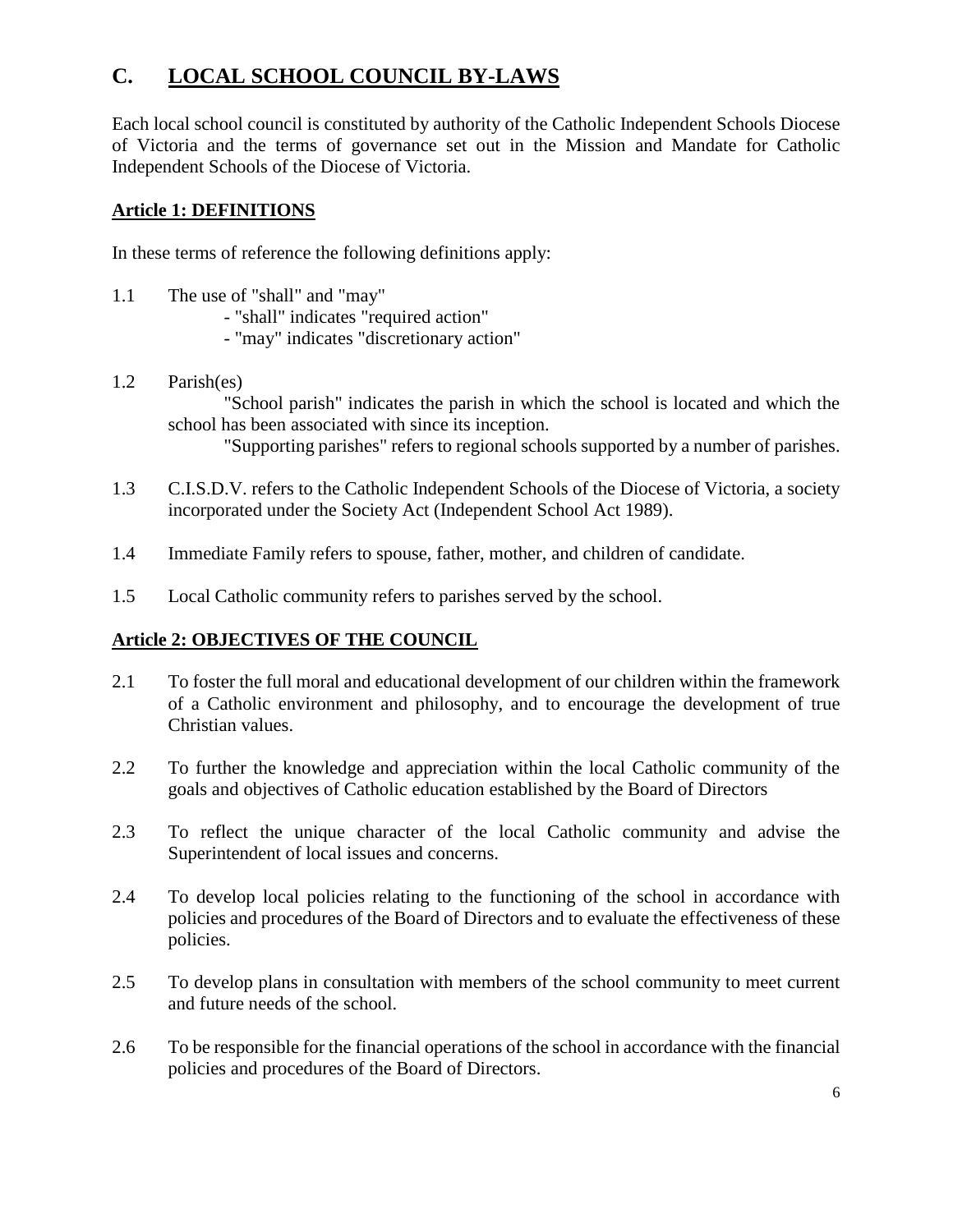## C. LOCAL SCHOOL COUNCIL BY-LAWS

Each local school council is constituted by authority of the Catholic Independent Schools Diocese of Victoria and the terms of governance set out in the Mission and Mandate for Catholic Independent Schools of the Diocese of Victoria.

### Article 1: DEFINITIONS

In these terms of reference the following definitions apply:

1.1 The use of "shall" and "may"
   - "shall" indicates "required action"
   - "may" indicates "discretionary action"

1.2 Parish(es)

   "School parish" indicates the parish in which the school is located and which the school has been associated with since its inception.

   "Supporting parishes" refers to regional schools supported by a number of parishes.

1.3 C.I.S.D.V. refers to the Catholic Independent Schools of the Diocese of Victoria, a society incorporated under the Society Act (Independent School Act 1989).

1.4 Immediate Family refers to spouse, father, mother, and children of candidate.

1.5 Local Catholic community refers to parishes served by the school.

### Article 2: OBJECTIVES OF THE COUNCIL

2.1 To foster the full moral and educational development of our children within the framework of a Catholic environment and philosophy, and to encourage the development of true Christian values.

2.2 To further the knowledge and appreciation within the local Catholic community of the goals and objectives of Catholic education established by the Board of Directors

2.3 To reflect the unique character of the local Catholic community and advise the Superintendent of local issues and concerns.

2.4 To develop local policies relating to the functioning of the school in accordance with policies and procedures of the Board of Directors and to evaluate the effectiveness of these policies.

2.5 To develop plans in consultation with members of the school community to meet current and future needs of the school.

2.6 To be responsible for the financial operations of the school in accordance with the financial policies and procedures of the Board of Directors.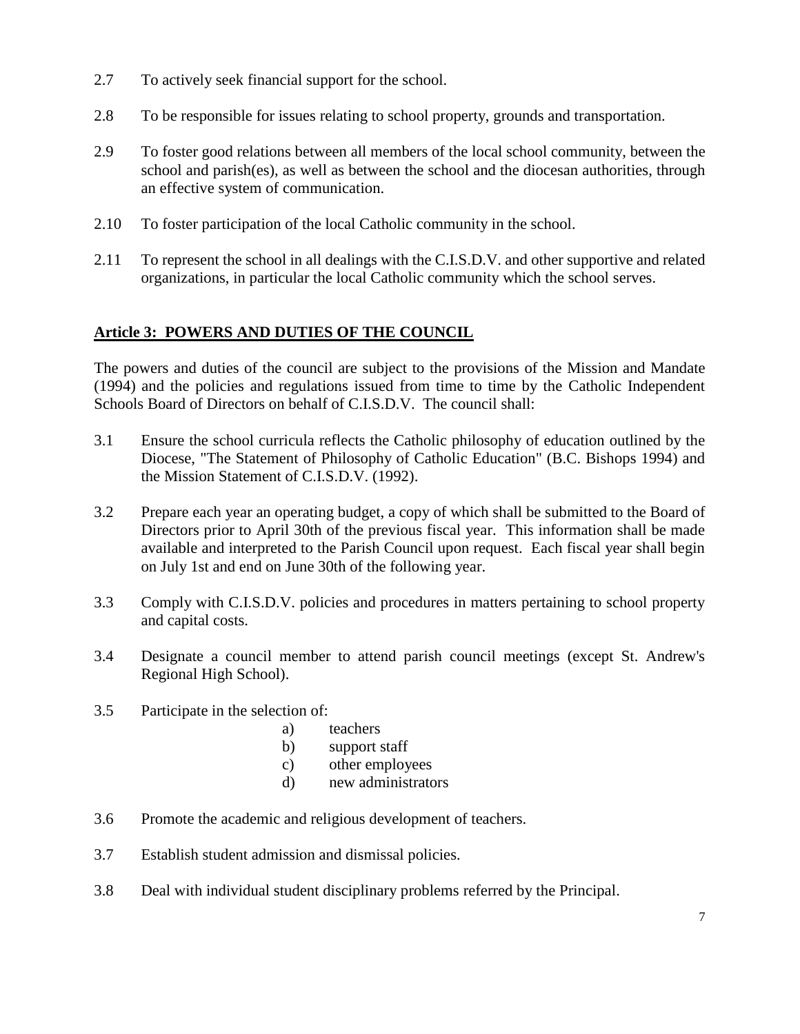2.7 To actively seek financial support for the school.

2.8 To be responsible for issues relating to school property, grounds and transportation.

2.9 To foster good relations between all members of the local school community, between the school and parish(es), as well as between the school and the diocesan authorities, through an effective system of communication.

2.10 To foster participation of the local Catholic community in the school.

2.11 To represent the school in all dealings with the C.I.S.D.V. and other supportive and related organizations, in particular the local Catholic community which the school serves.

## Article 3: POWERS AND DUTIES OF THE COUNCIL

The powers and duties of the council are subject to the provisions of the Mission and Mandate (1994) and the policies and regulations issued from time to time by the Catholic Independent Schools Board of Directors on behalf of C.I.S.D.V. The council shall:

3.1 Ensure the school curricula reflects the Catholic philosophy of education outlined by the Diocese, "The Statement of Philosophy of Catholic Education" (B.C. Bishops 1994) and the Mission Statement of C.I.S.D.V. (1992).

3.2 Prepare each year an operating budget, a copy of which shall be submitted to the Board of Directors prior to April 30th of the previous fiscal year. This information shall be made available and interpreted to the Parish Council upon request. Each fiscal year shall begin on July 1st and end on June 30th of the following year.

3.3 Comply with C.I.S.D.V. policies and procedures in matters pertaining to school property and capital costs.

3.4 Designate a council member to attend parish council meetings (except St. Andrew's Regional High School).

3.5 Participate in the selection of:
   a) teachers
   b) support staff
   c) other employees
   d) new administrators

3.6 Promote the academic and religious development of teachers.

3.7 Establish student admission and dismissal policies.

3.8 Deal with individual student disciplinary problems referred by the Principal.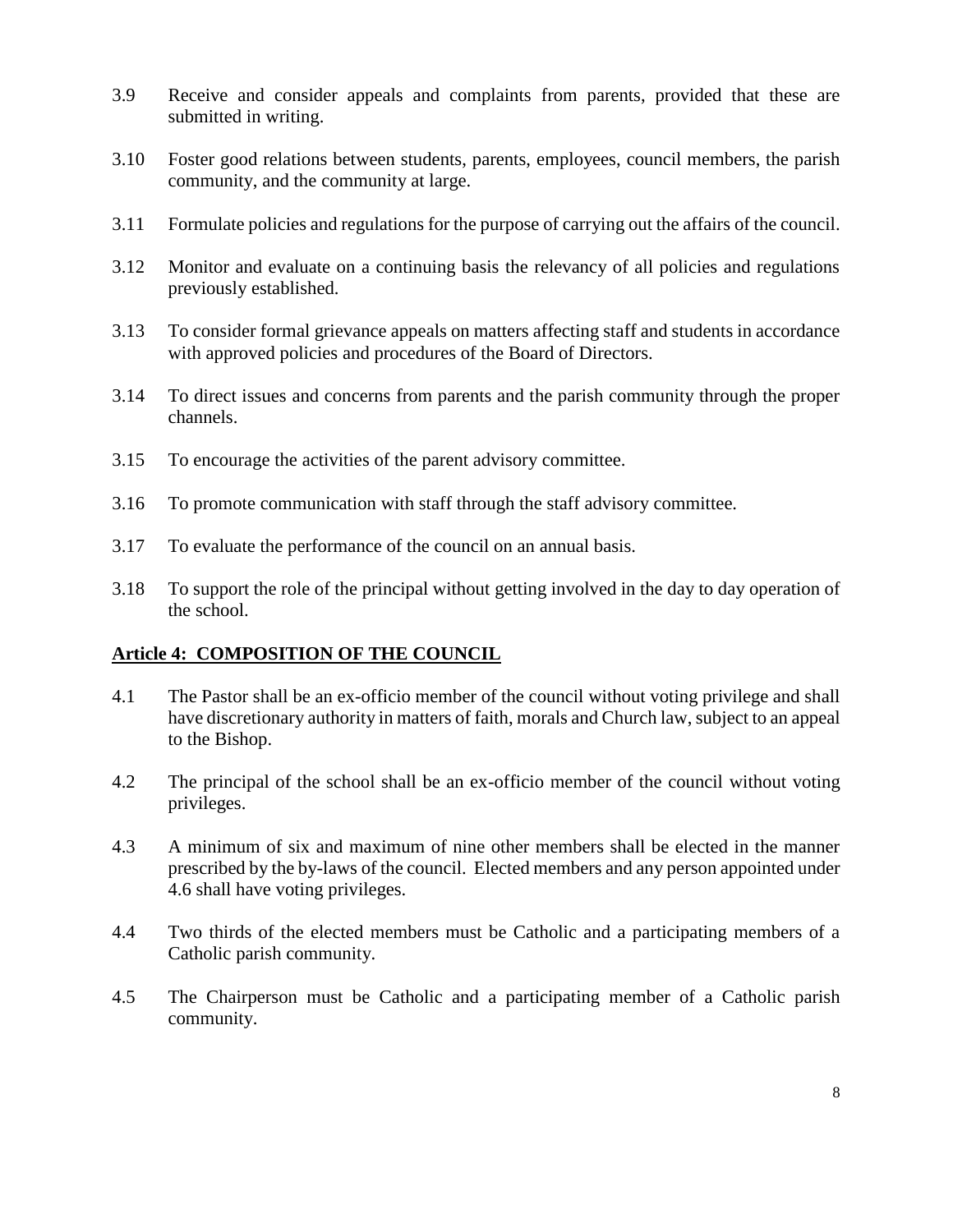3.9 Receive and consider appeals and complaints from parents, provided that these are submitted in writing.

3.10 Foster good relations between students, parents, employees, council members, the parish community, and the community at large.

3.11 Formulate policies and regulations for the purpose of carrying out the affairs of the council.

3.12 Monitor and evaluate on a continuing basis the relevancy of all policies and regulations previously established.

3.13 To consider formal grievance appeals on matters affecting staff and students in accordance with approved policies and procedures of the Board of Directors.

3.14 To direct issues and concerns from parents and the parish community through the proper channels.

3.15 To encourage the activities of the parent advisory committee.

3.16 To promote communication with staff through the staff advisory committee.

3.17 To evaluate the performance of the council on an annual basis.

3.18 To support the role of the principal without getting involved in the day to day operation of the school.

## Article 4: COMPOSITION OF THE COUNCIL

4.1 The Pastor shall be an ex-officio member of the council without voting privilege and shall have discretionary authority in matters of faith, morals and Church law, subject to an appeal to the Bishop.

4.2 The principal of the school shall be an ex-officio member of the council without voting privileges.

4.3 A minimum of six and maximum of nine other members shall be elected in the manner prescribed by the by-laws of the council. Elected members and any person appointed under 4.6 shall have voting privileges.

4.4 Two thirds of the elected members must be Catholic and a participating members of a Catholic parish community.

4.5 The Chairperson must be Catholic and a participating member of a Catholic parish community.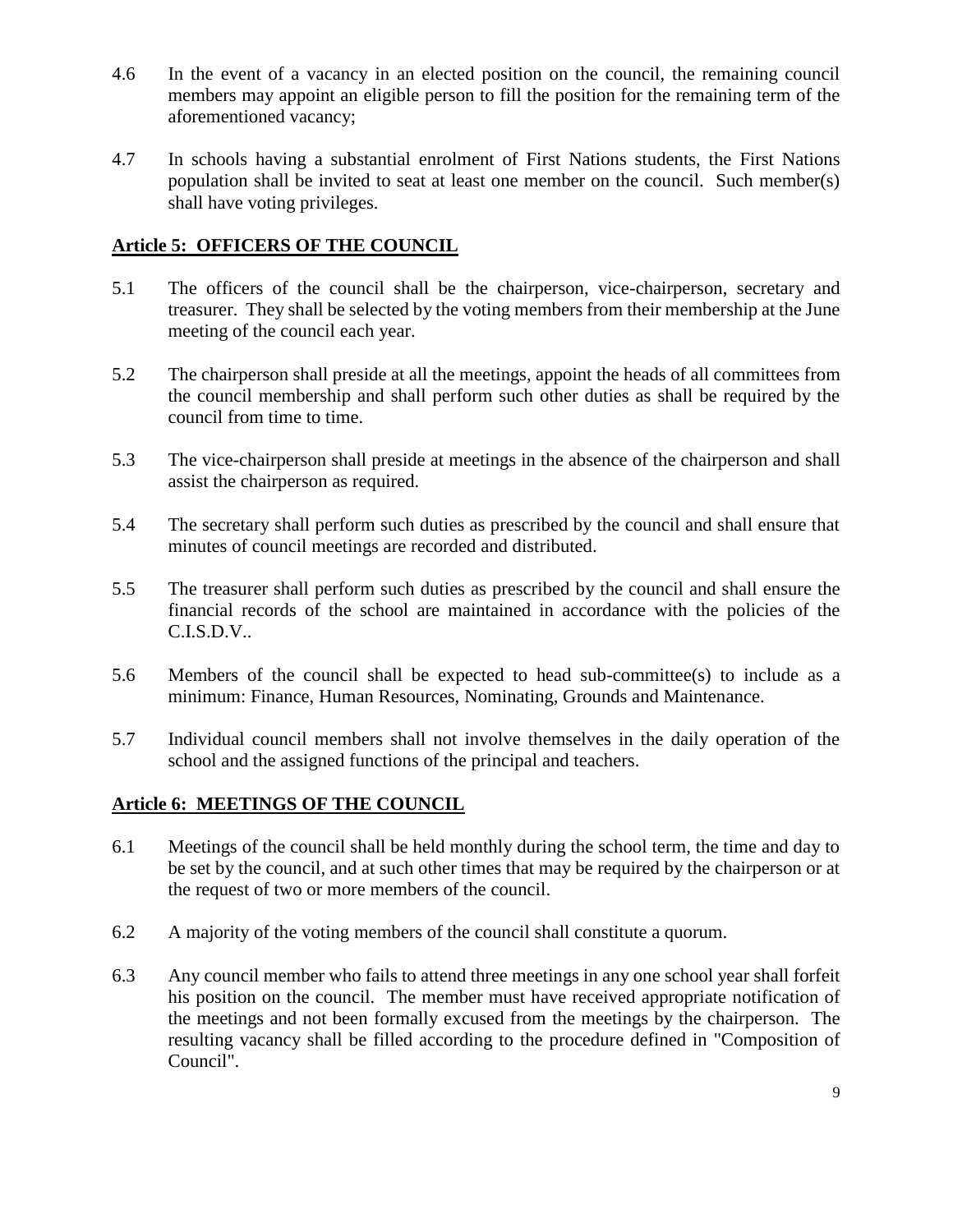4.6 In the event of a vacancy in an elected position on the council, the remaining council members may appoint an eligible person to fill the position for the remaining term of the aforementioned vacancy;

4.7 In schools having a substantial enrolment of First Nations students, the First Nations population shall be invited to seat at least one member on the council. Such member(s) shall have voting privileges.

## Article 5: OFFICERS OF THE COUNCIL

5.1 The officers of the council shall be the chairperson, vice-chairperson, secretary and treasurer. They shall be selected by the voting members from their membership at the June meeting of the council each year.

5.2 The chairperson shall preside at all the meetings, appoint the heads of all committees from the council membership and shall perform such other duties as shall be required by the council from time to time.

5.3 The vice-chairperson shall preside at meetings in the absence of the chairperson and shall assist the chairperson as required.

5.4 The secretary shall perform such duties as prescribed by the council and shall ensure that minutes of council meetings are recorded and distributed.

5.5 The treasurer shall perform such duties as prescribed by the council and shall ensure the financial records of the school are maintained in accordance with the policies of the C.I.S.D.V..

5.6 Members of the council shall be expected to head sub-committee(s) to include as a minimum: Finance, Human Resources, Nominating, Grounds and Maintenance.

5.7 Individual council members shall not involve themselves in the daily operation of the school and the assigned functions of the principal and teachers.

## Article 6: MEETINGS OF THE COUNCIL

6.1 Meetings of the council shall be held monthly during the school term, the time and day to be set by the council, and at such other times that may be required by the chairperson or at the request of two or more members of the council.

6.2 A majority of the voting members of the council shall constitute a quorum.

6.3 Any council member who fails to attend three meetings in any one school year shall forfeit his position on the council. The member must have received appropriate notification of the meetings and not been formally excused from the meetings by the chairperson. The resulting vacancy shall be filled according to the procedure defined in "Composition of Council".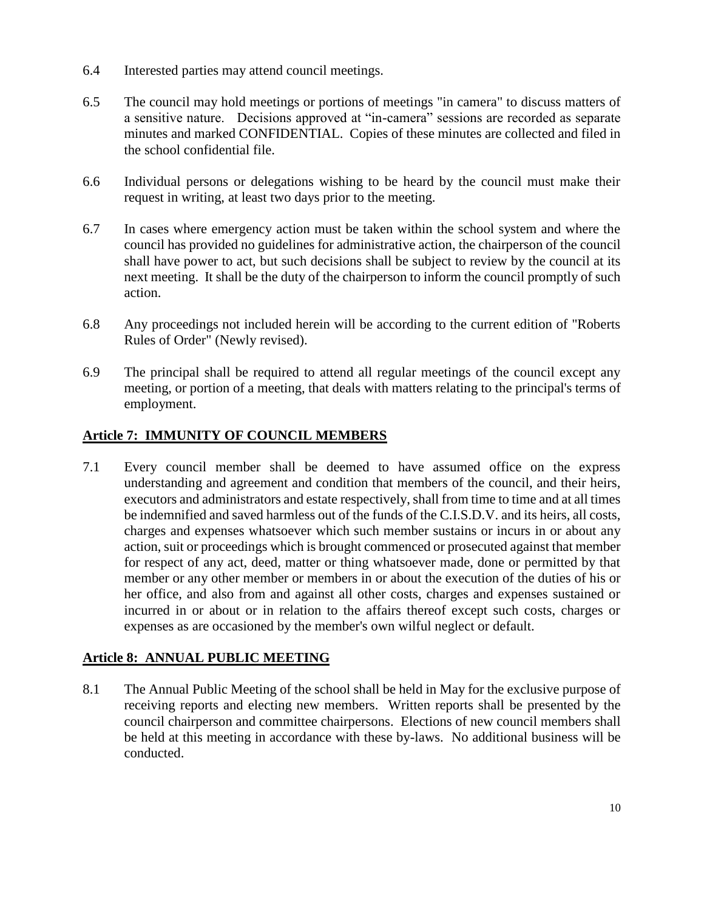6.4 Interested parties may attend council meetings.

6.5 The council may hold meetings or portions of meetings "in camera" to discuss matters of a sensitive nature. Decisions approved at "in-camera" sessions are recorded as separate minutes and marked CONFIDENTIAL. Copies of these minutes are collected and filed in the school confidential file.

6.6 Individual persons or delegations wishing to be heard by the council must make their request in writing, at least two days prior to the meeting.

6.7 In cases where emergency action must be taken within the school system and where the council has provided no guidelines for administrative action, the chairperson of the council shall have power to act, but such decisions shall be subject to review by the council at its next meeting. It shall be the duty of the chairperson to inform the council promptly of such action.

6.8 Any proceedings not included herein will be according to the current edition of "Roberts Rules of Order" (Newly revised).

6.9 The principal shall be required to attend all regular meetings of the council except any meeting, or portion of a meeting, that deals with matters relating to the principal's terms of employment.

## **Article 7: IMMUNITY OF COUNCIL MEMBERS**

7.1 Every council member shall be deemed to have assumed office on the express understanding and agreement and condition that members of the council, and their heirs, executors and administrators and estate respectively, shall from time to time and at all times be indemnified and saved harmless out of the funds of the C.I.S.D.V. and its heirs, all costs, charges and expenses whatsoever which such member sustains or incurs in or about any action, suit or proceedings which is brought commenced or prosecuted against that member for respect of any act, deed, matter or thing whatsoever made, done or permitted by that member or any other member or members in or about the execution of the duties of his or her office, and also from and against all other costs, charges and expenses sustained or incurred in or about or in relation to the affairs thereof except such costs, charges or expenses as are occasioned by the member's own wilful neglect or default.

## **Article 8: ANNUAL PUBLIC MEETING**

8.1 The Annual Public Meeting of the school shall be held in May for the exclusive purpose of receiving reports and electing new members. Written reports shall be presented by the council chairperson and committee chairpersons. Elections of new council members shall be held at this meeting in accordance with these by-laws. No additional business will be conducted.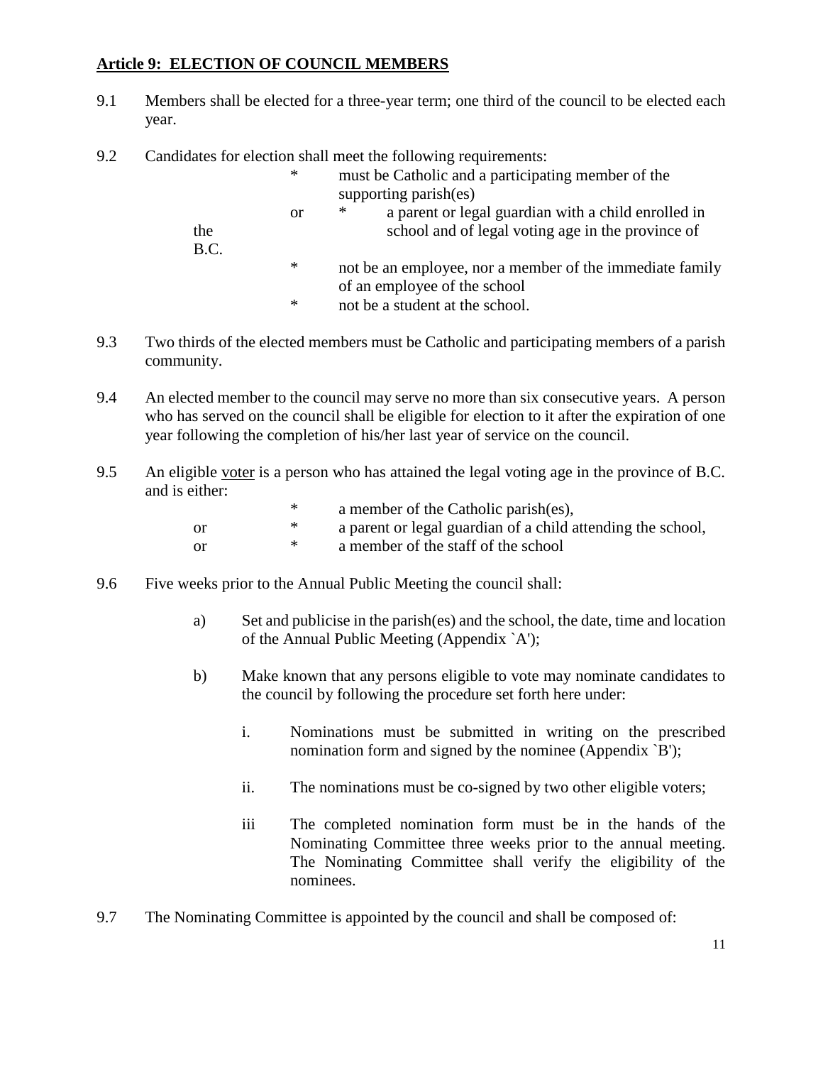**Article 9: ELECTION OF COUNCIL MEMBERS**

9.1 Members shall be elected for a three-year term; one third of the council to be elected each year.

9.2 Candidates for election shall meet the following requirements:

- must be Catholic and a participating member of the supporting parish(es)

  or

  - a parent or legal guardian with a child enrolled in the school and of legal voting age in the province of B.C.
- not be an employee, nor a member of the immediate family of an employee of the school
- not be a student at the school.

9.3 Two thirds of the elected members must be Catholic and participating members of a parish community.

9.4 An elected member to the council may serve no more than six consecutive years. A person who has served on the council shall be eligible for election to it after the expiration of one year following the completion of his/her last year of service on the council.

9.5 An eligible <u>voter</u> is a person who has attained the legal voting age in the province of B.C. and is either:

- a member of the Catholic parish(es),

or

- a parent or legal guardian of a child attending the school,

or

- a member of the staff of the school

9.6 Five weeks prior to the Annual Public Meeting the council shall:

a) Set and publicise in the parish(es) and the school, the date, time and location of the Annual Public Meeting (Appendix `A');

b) Make known that any persons eligible to vote may nominate candidates to the council by following the procedure set forth here under:

i. Nominations must be submitted in writing on the prescribed nomination form and signed by the nominee (Appendix `B');

ii. The nominations must be co-signed by two other eligible voters;

iii The completed nomination form must be in the hands of the Nominating Committee three weeks prior to the annual meeting. The Nominating Committee shall verify the eligibility of the nominees.

9.7 The Nominating Committee is appointed by the council and shall be composed of: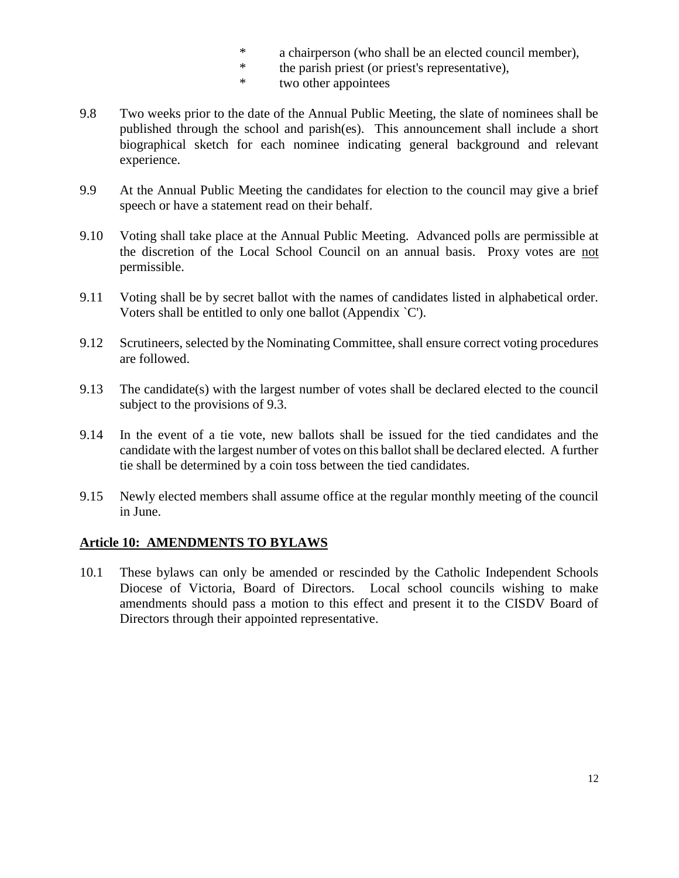* a chairperson (who shall be an elected council member),
* the parish priest (or priest's representative),
* two other appointees

9.8 Two weeks prior to the date of the Annual Public Meeting, the slate of nominees shall be published through the school and parish(es). This announcement shall include a short biographical sketch for each nominee indicating general background and relevant experience.

9.9 At the Annual Public Meeting the candidates for election to the council may give a brief speech or have a statement read on their behalf.

9.10 Voting shall take place at the Annual Public Meeting. Advanced polls are permissible at the discretion of the Local School Council on an annual basis. Proxy votes are <u>not</u> permissible.

9.11 Voting shall be by secret ballot with the names of candidates listed in alphabetical order. Voters shall be entitled to only one ballot (Appendix `C').

9.12 Scrutineers, selected by the Nominating Committee, shall ensure correct voting procedures are followed.

9.13 The candidate(s) with the largest number of votes shall be declared elected to the council subject to the provisions of 9.3.

9.14 In the event of a tie vote, new ballots shall be issued for the tied candidates and the candidate with the largest number of votes on this ballot shall be declared elected. A further tie shall be determined by a coin toss between the tied candidates.

9.15 Newly elected members shall assume office at the regular monthly meeting of the council in June.

## <u>Article 10: AMENDMENTS TO BYLAWS</u>

10.1 These bylaws can only be amended or rescinded by the Catholic Independent Schools Diocese of Victoria, Board of Directors. Local school councils wishing to make amendments should pass a motion to this effect and present it to the CISDV Board of Directors through their appointed representative.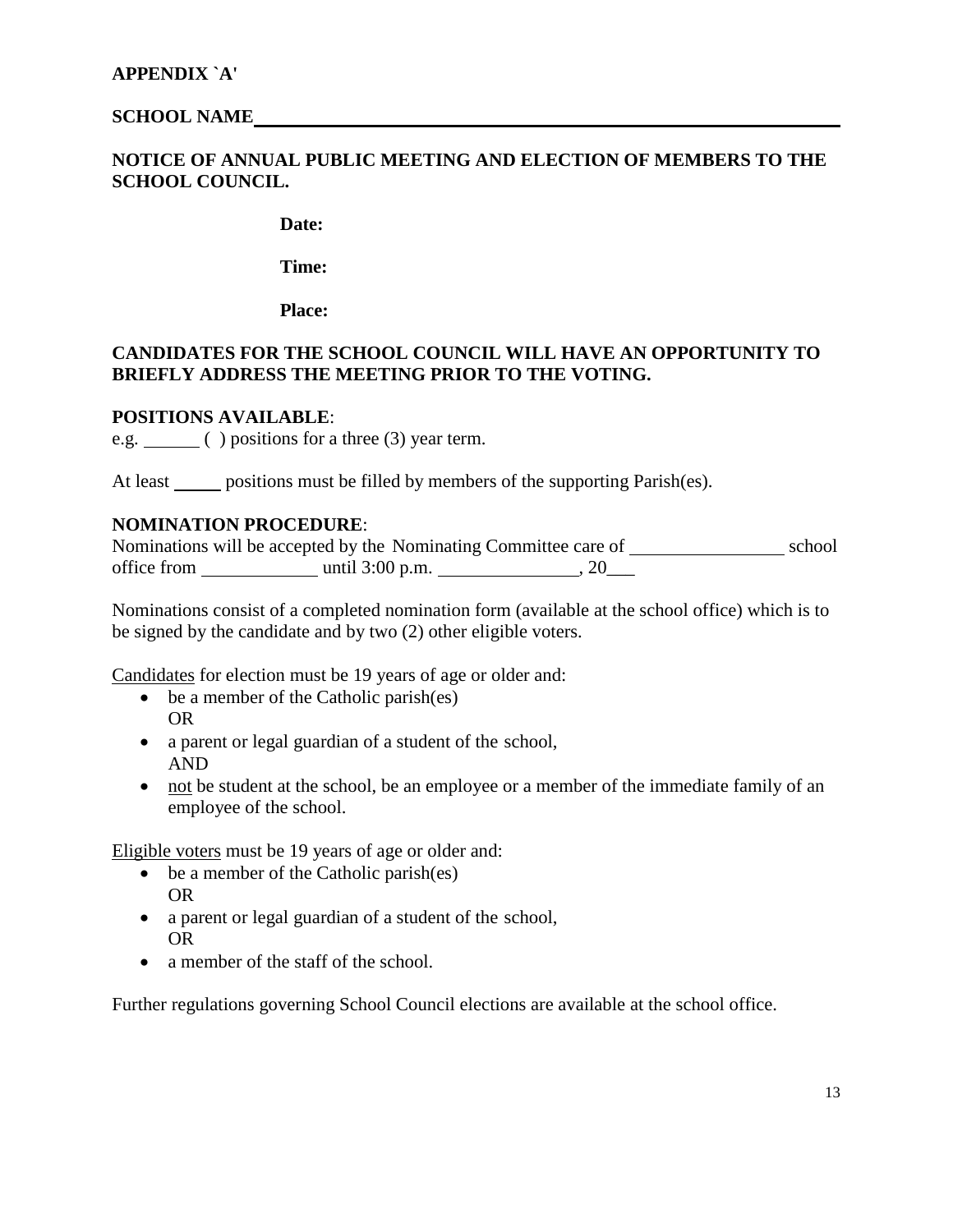**APPENDIX `A'**

**SCHOOL NAME**\_\_\_\_\_\_\_\_\_\_\_\_\_\_\_\_\_\_\_\_\_\_\_\_\_\_\_\_\_\_\_\_\_\_\_\_\_\_\_\_\_\_\_\_\_\_\_\_\_\_\_\_

**NOTICE OF ANNUAL PUBLIC MEETING AND ELECTION OF MEMBERS TO THE SCHOOL COUNCIL.**

**Date:**

**Time:**

**Place:**

**CANDIDATES FOR THE SCHOOL COUNCIL WILL HAVE AN OPPORTUNITY TO BRIEFLY ADDRESS THE MEETING PRIOR TO THE VOTING.**

**POSITIONS AVAILABLE**:
e.g. \_\_\_\_\_\_ ( ) positions for a three (3) year term.

At least \_\_\_\_\_ positions must be filled by members of the supporting Parish(es).

**NOMINATION PROCEDURE**:
Nominations will be accepted by the Nominating Committee care of \_\_\_\_\_\_\_\_\_\_\_\_\_\_\_\_\_ school office from \_\_\_\_\_\_\_\_\_\_\_\_\_ until 3:00 p.m. \_\_\_\_\_\_\_\_\_\_\_\_\_\_\_\_, 20\_\_\_

Nominations consist of a completed nomination form (available at the school office) which is to be signed by the candidate and by two (2) other eligible voters.

<u>Candidates</u> for election must be 19 years of age or older and:

- be a member of the Catholic parish(es)
  OR
- a parent or legal guardian of a student of the school,
  AND
- <u>not</u> be student at the school, be an employee or a member of the immediate family of an employee of the school.

<u>Eligible voters</u> must be 19 years of age or older and:

- be a member of the Catholic parish(es)
  OR
- a parent or legal guardian of a student of the school,
  OR
- a member of the staff of the school.

Further regulations governing School Council elections are available at the school office.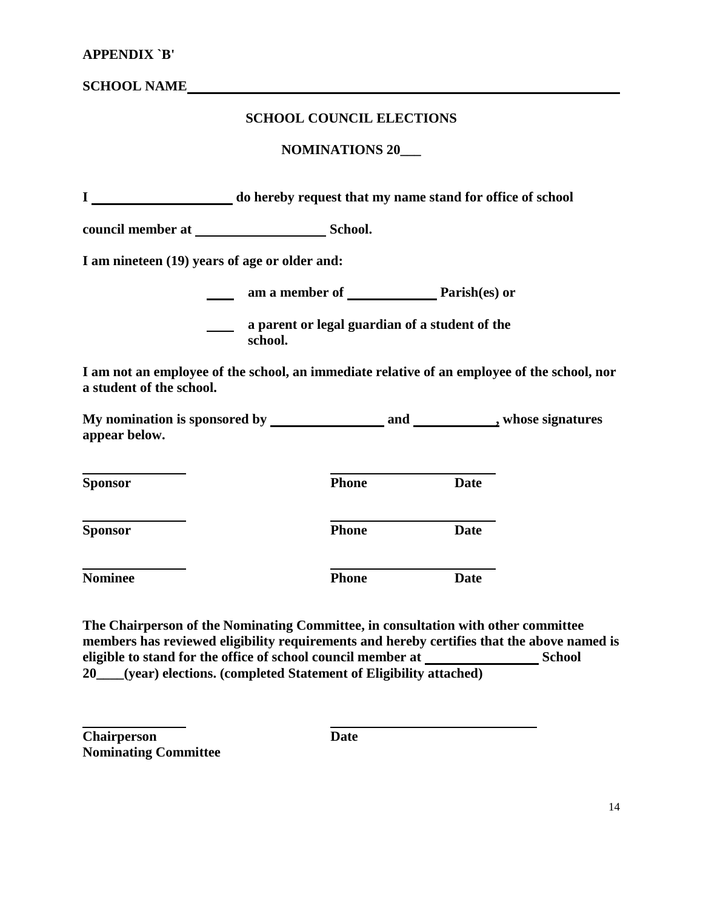**APPENDIX `B'**

**SCHOOL NAME**\_\_\_\_\_\_\_\_\_\_\_\_\_\_\_\_\_\_\_\_\_\_\_\_\_\_\_\_\_\_\_\_\_\_\_\_\_\_\_\_\_\_\_\_\_\_\_\_\_\_\_\_\_\_

**SCHOOL COUNCIL ELECTIONS**

**NOMINATIONS 20\_\_\_**

**I \_\_\_\_\_\_\_\_\_\_\_\_\_\_\_\_\_\_\_\_ do hereby request that my name stand for office of school council member at \_\_\_\_\_\_\_\_\_\_\_\_\_\_\_\_\_\_ School.**

**I am nineteen (19) years of age or older and:**

**\_\_\_\_ am a member of \_\_\_\_\_\_\_\_\_\_\_\_ Parish(es) or**

**\_\_\_\_ a parent or legal guardian of a student of the school.**

**I am not an employee of the school, an immediate relative of an employee of the school, nor a student of the school.**

**My nomination is sponsored by \_\_\_\_\_\_\_\_\_\_\_\_\_\_\_\_ and \_\_\_\_\_\_\_\_\_\_\_, whose signatures appear below.**

\_\_\_\_\_\_\_\_\_\_\_\_\_\_ \_\_\_\_\_\_\_\_\_\_\_\_\_\_\_\_\_\_\_\_\_\_\_\_
**Sponsor** **Phone** **Date**

\_\_\_\_\_\_\_\_\_\_\_\_\_\_ \_\_\_\_\_\_\_\_\_\_\_\_\_\_\_\_\_\_\_\_\_\_\_\_
**Sponsor** **Phone** **Date**

\_\_\_\_\_\_\_\_\_\_\_\_\_\_ \_\_\_\_\_\_\_\_\_\_\_\_\_\_\_\_\_\_\_\_\_\_\_\_
**Nominee** **Phone** **Date**

**The Chairperson of the Nominating Committee, in consultation with other committee members has reviewed eligibility requirements and hereby certifies that the above named is eligible to stand for the office of school council member at \_\_\_\_\_\_\_\_\_\_\_\_\_\_\_\_ School 20\_\_\_\_(year) elections. (completed Statement of Eligibility attached)**

\_\_\_\_\_\_\_\_\_\_\_\_\_\_ \_\_\_\_\_\_\_\_\_\_\_\_\_\_\_\_\_\_\_\_\_\_\_\_\_\_\_\_\_\_
**Chairperson** **Date**
**Nominating Committee**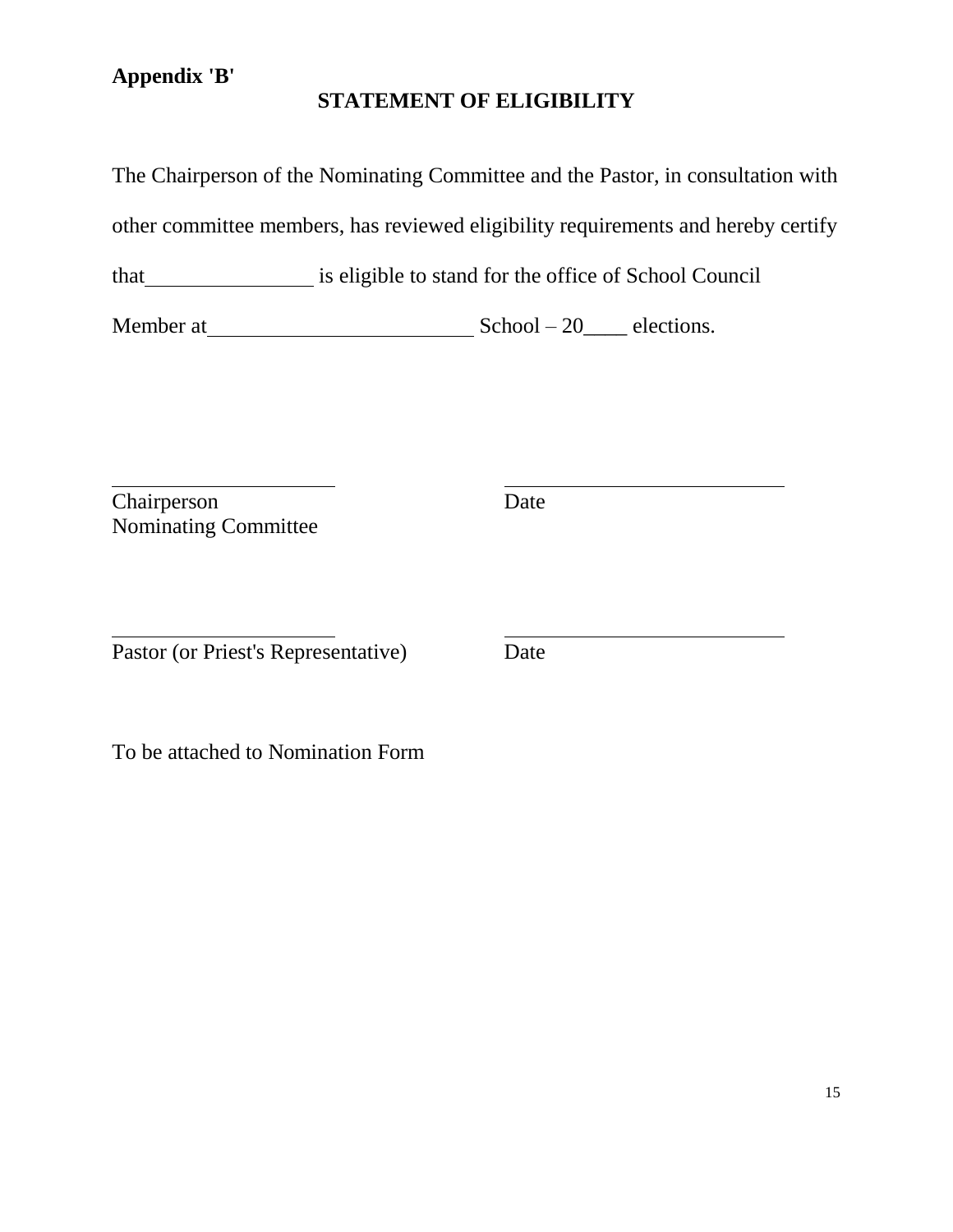**Appendix 'B'**

## STATEMENT OF ELIGIBILITY

The Chairperson of the Nominating Committee and the Pastor, in consultation with other committee members, has reviewed eligibility requirements and hereby certify that________________ is eligible to stand for the office of School Council Member at_________________________ School – 20____ elections.

| | |
|---|---|
| ______________________ | ___________________________ |
| Chairperson<br>Nominating Committee | Date |
| ______________________ | ___________________________ |
| Pastor (or Priest's Representative) | Date |

To be attached to Nomination Form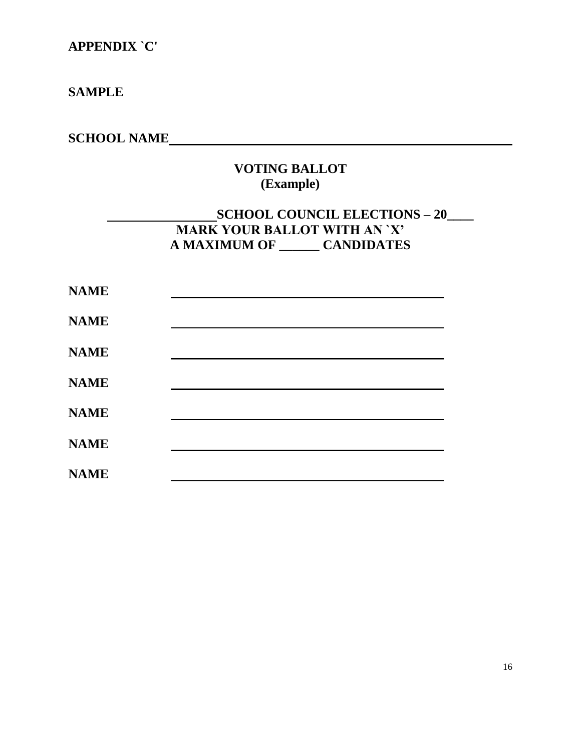**APPENDIX `C'**

**SAMPLE**

**SCHOOL NAME**\_\_\_\_\_\_\_\_\_\_\_\_\_\_\_\_\_\_\_\_\_\_\_\_\_\_\_\_\_\_\_\_\_\_\_\_\_\_\_\_\_\_\_\_\_\_\_\_

**VOTING BALLOT**
**(Example)**

**\_\_\_\_\_\_\_\_\_\_\_\_\_\_\_\_SCHOOL COUNCIL ELECTIONS – 20\_\_\_\_**
**MARK YOUR BALLOT WITH AN `X'**
**A MAXIMUM OF \_\_\_\_\_\_ CANDIDATES**

**NAME** \_\_\_\_\_\_\_\_\_\_\_\_\_\_\_\_\_\_\_\_\_\_\_\_\_\_\_\_\_\_\_\_\_\_\_\_\_\_\_\_

**NAME** \_\_\_\_\_\_\_\_\_\_\_\_\_\_\_\_\_\_\_\_\_\_\_\_\_\_\_\_\_\_\_\_\_\_\_\_\_\_\_\_

**NAME** \_\_\_\_\_\_\_\_\_\_\_\_\_\_\_\_\_\_\_\_\_\_\_\_\_\_\_\_\_\_\_\_\_\_\_\_\_\_\_\_

**NAME** \_\_\_\_\_\_\_\_\_\_\_\_\_\_\_\_\_\_\_\_\_\_\_\_\_\_\_\_\_\_\_\_\_\_\_\_\_\_\_\_

**NAME** \_\_\_\_\_\_\_\_\_\_\_\_\_\_\_\_\_\_\_\_\_\_\_\_\_\_\_\_\_\_\_\_\_\_\_\_\_\_\_\_

**NAME** \_\_\_\_\_\_\_\_\_\_\_\_\_\_\_\_\_\_\_\_\_\_\_\_\_\_\_\_\_\_\_\_\_\_\_\_\_\_\_\_

**NAME** \_\_\_\_\_\_\_\_\_\_\_\_\_\_\_\_\_\_\_\_\_\_\_\_\_\_\_\_\_\_\_\_\_\_\_\_\_\_\_\_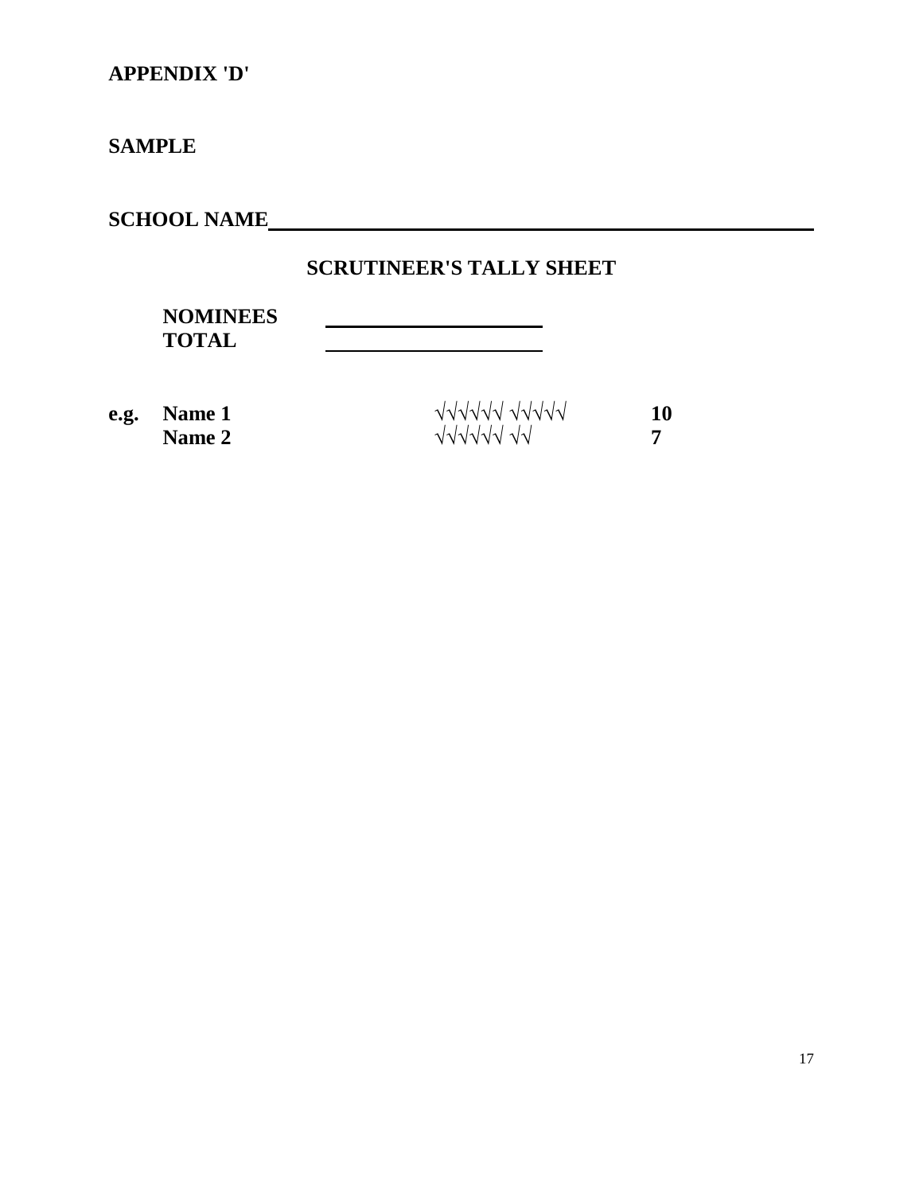**APPENDIX 'D'**

**SAMPLE**

**SCHOOL NAME** \_\_\_\_\_\_\_\_\_\_\_\_\_\_\_\_\_\_\_\_\_\_\_\_\_\_\_\_\_\_\_\_\_\_\_\_\_\_\_\_\_\_\_\_\_\_\_\_

## SCRUTINEER'S TALLY SHEET

**NOMINEES** \_\_\_\_\_\_\_\_\_\_\_\_\_\_\_\_\_\_\_\_\_\_
**TOTAL** \_\_\_\_\_\_\_\_\_\_\_\_\_\_\_\_\_\_\_\_\_\_

| | | | |
|---|---|---|---|
| **e.g.** | **Name 1** | √√√√√√ √√√√√ | **10** |
| | **Name 2** | √√√√√√ √√ | **7** |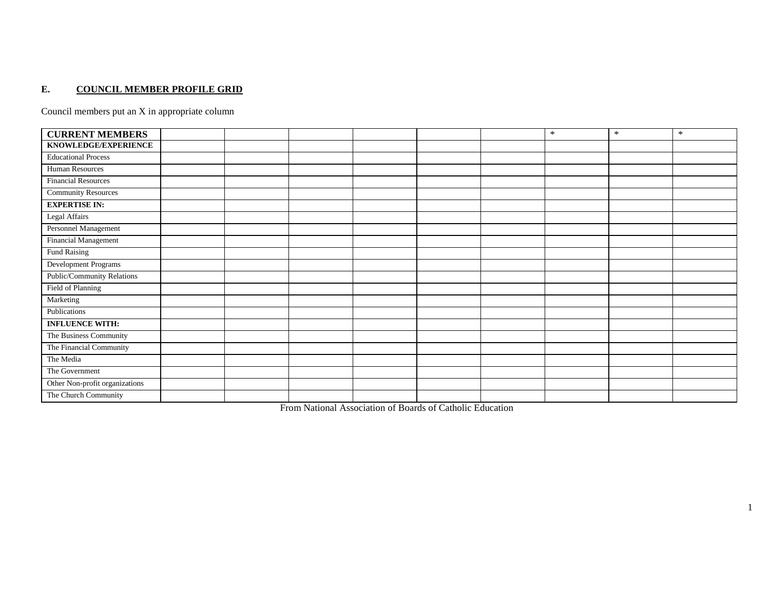## E. COUNCIL MEMBER PROFILE GRID

Council members put an X in appropriate column

| CURRENT MEMBERS | | | | | | | * | * | * |
|---|---|---|---|---|---|---|---|---|---|
| **KNOWLEDGE/EXPERIENCE** | | | | | | | | | |
| Educational Process | | | | | | | | | |
| Human Resources | | | | | | | | | |
| Financial Resources | | | | | | | | | |
| Community Resources | | | | | | | | | |
| **EXPERTISE IN:** | | | | | | | | | |
| Legal Affairs | | | | | | | | | |
| Personnel Management | | | | | | | | | |
| Financial Management | | | | | | | | | |
| Fund Raising | | | | | | | | | |
| Development Programs | | | | | | | | | |
| Public/Community Relations | | | | | | | | | |
| Field of Planning | | | | | | | | | |
| Marketing | | | | | | | | | |
| Publications | | | | | | | | | |
| **INFLUENCE WITH:** | | | | | | | | | |
| The Business Community | | | | | | | | | |
| The Financial Community | | | | | | | | | |
| The Media | | | | | | | | | |
| The Government | | | | | | | | | |
| Other Non-profit organizations | | | | | | | | | |
| The Church Community | | | | | | | | | |

From National Association of Boards of Catholic Education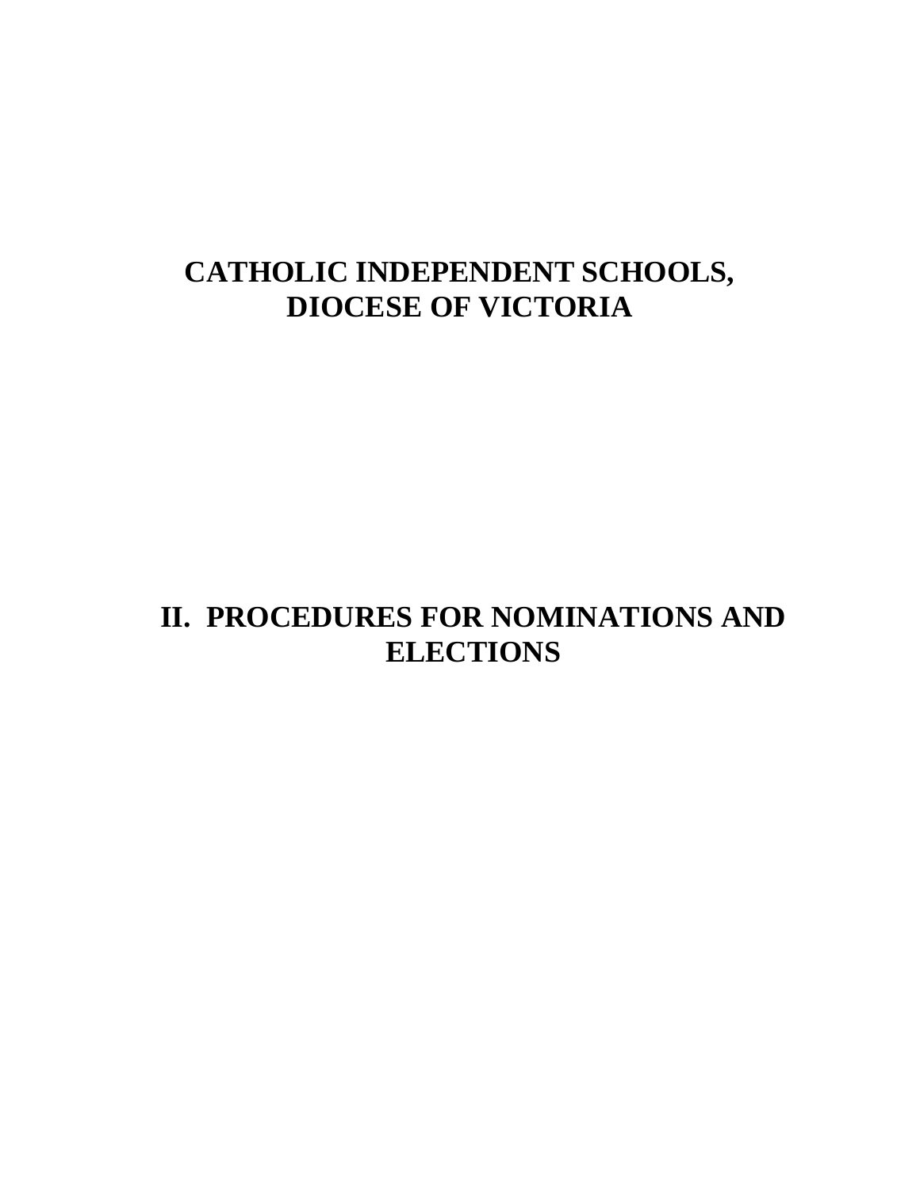# CATHOLIC INDEPENDENT SCHOOLS, DIOCESE OF VICTORIA

# II. PROCEDURES FOR NOMINATIONS AND ELECTIONS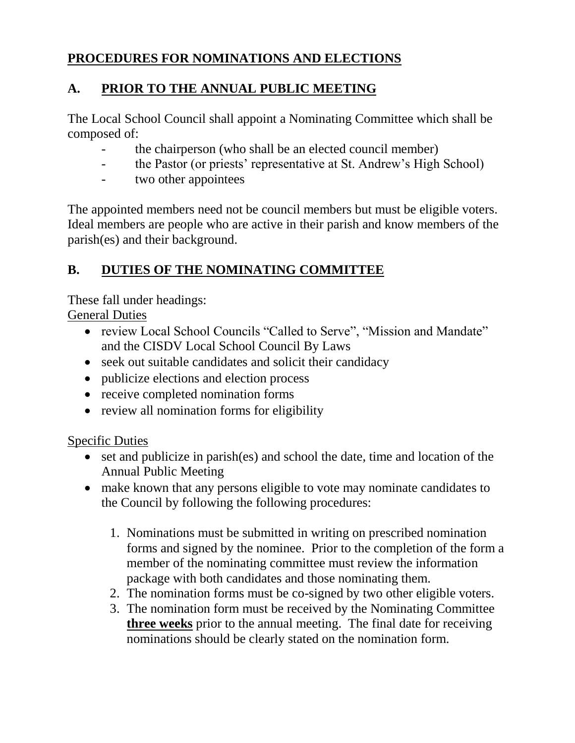# PROCEDURES FOR NOMINATIONS AND ELECTIONS

## A. PRIOR TO THE ANNUAL PUBLIC MEETING

The Local School Council shall appoint a Nominating Committee which shall be composed of:

- the chairperson (who shall be an elected council member)
- the Pastor (or priests' representative at St. Andrew's High School)
- two other appointees

The appointed members need not be council members but must be eligible voters. Ideal members are people who are active in their parish and know members of the parish(es) and their background.

## B. DUTIES OF THE NOMINATING COMMITTEE

These fall under headings:

General Duties

- review Local School Councils "Called to Serve", "Mission and Mandate" and the CISDV Local School Council By Laws
- seek out suitable candidates and solicit their candidacy
- publicize elections and election process
- receive completed nomination forms
- review all nomination forms for eligibility

Specific Duties

- set and publicize in parish(es) and school the date, time and location of the Annual Public Meeting
- make known that any persons eligible to vote may nominate candidates to the Council by following the following procedures:
  1. Nominations must be submitted in writing on prescribed nomination forms and signed by the nominee. Prior to the completion of the form a member of the nominating committee must review the information package with both candidates and those nominating them.
  2. The nomination forms must be co-signed by two other eligible voters.
  3. The nomination form must be received by the Nominating Committee **three weeks** prior to the annual meeting. The final date for receiving nominations should be clearly stated on the nomination form.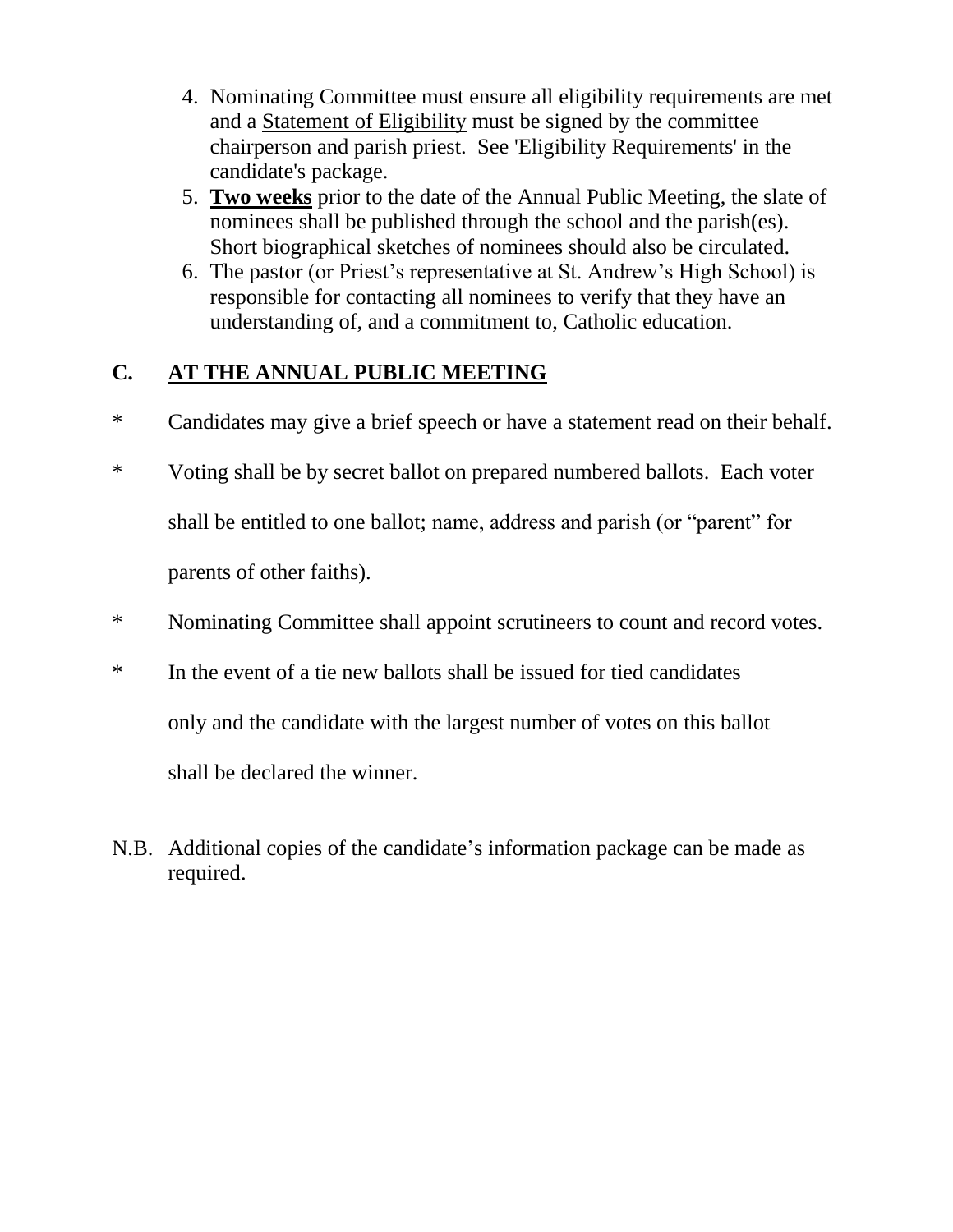4. Nominating Committee must ensure all eligibility requirements are met and a Statement of Eligibility must be signed by the committee chairperson and parish priest. See 'Eligibility Requirements' in the candidate's package.
5. **Two weeks** prior to the date of the Annual Public Meeting, the slate of nominees shall be published through the school and the parish(es). Short biographical sketches of nominees should also be circulated.
6. The pastor (or Priest's representative at St. Andrew's High School) is responsible for contacting all nominees to verify that they have an understanding of, and a commitment to, Catholic education.

## C. AT THE ANNUAL PUBLIC MEETING

* Candidates may give a brief speech or have a statement read on their behalf.
* Voting shall be by secret ballot on prepared numbered ballots. Each voter shall be entitled to one ballot; name, address and parish (or "parent" for parents of other faiths).
* Nominating Committee shall appoint scrutineers to count and record votes.
* In the event of a tie new ballots shall be issued for tied candidates only and the candidate with the largest number of votes on this ballot shall be declared the winner.

N.B. Additional copies of the candidate's information package can be made as required.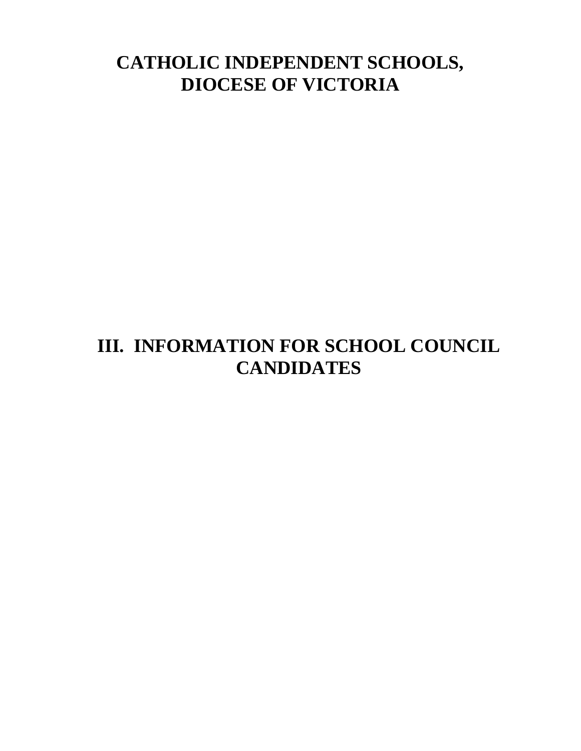# CATHOLIC INDEPENDENT SCHOOLS, DIOCESE OF VICTORIA

# III. INFORMATION FOR SCHOOL COUNCIL CANDIDATES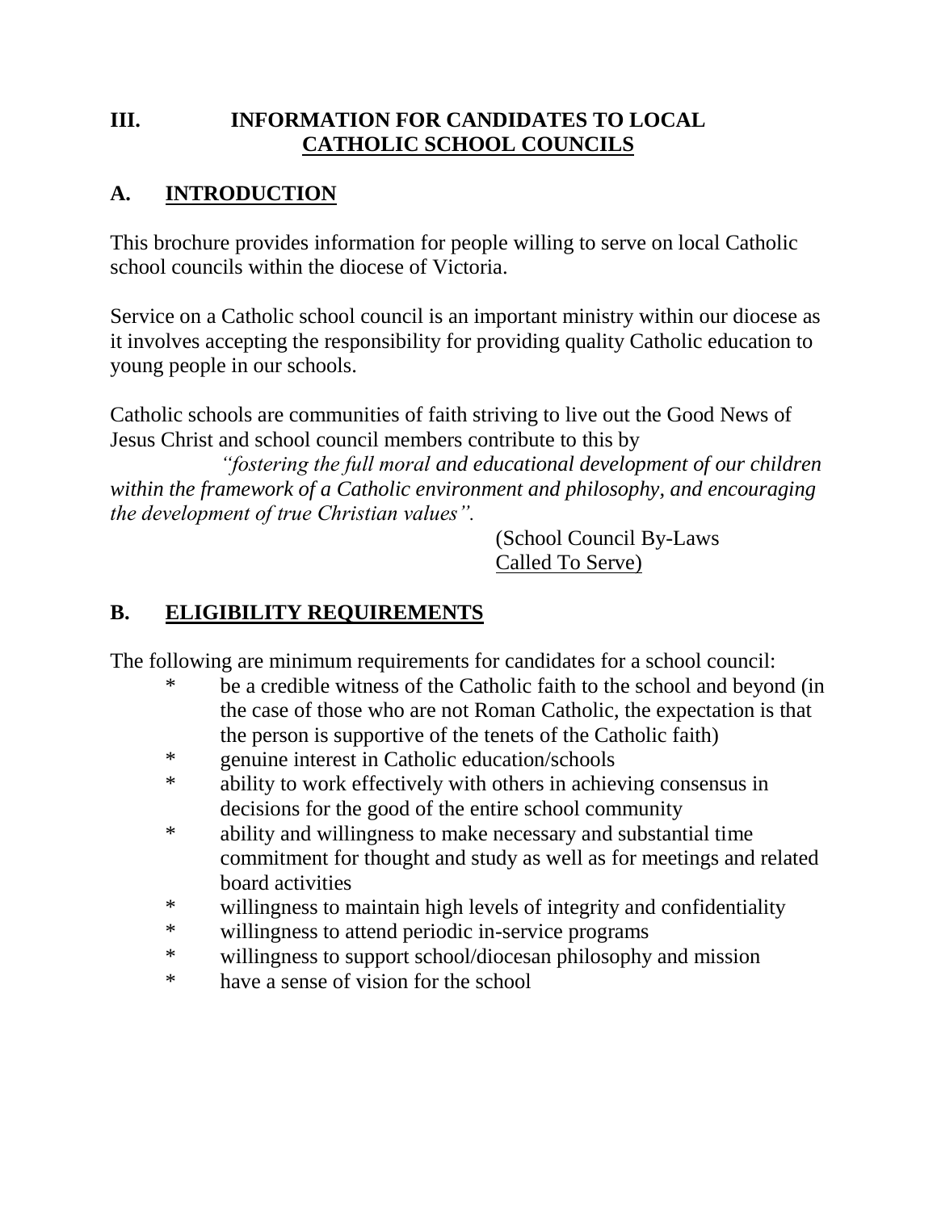## III. INFORMATION FOR CANDIDATES TO LOCAL CATHOLIC SCHOOL COUNCILS

### A. INTRODUCTION

This brochure provides information for people willing to serve on local Catholic school councils within the diocese of Victoria.

Service on a Catholic school council is an important ministry within our diocese as it involves accepting the responsibility for providing quality Catholic education to young people in our schools.

Catholic schools are communities of faith striving to live out the Good News of Jesus Christ and school council members contribute to this by

*"fostering the full moral and educational development of our children within the framework of a Catholic environment and philosophy, and encouraging the development of true Christian values".*

(School Council By-Laws Called To Serve)

### B. ELIGIBILITY REQUIREMENTS

The following are minimum requirements for candidates for a school council:

* be a credible witness of the Catholic faith to the school and beyond (in the case of those who are not Roman Catholic, the expectation is that the person is supportive of the tenets of the Catholic faith)
* genuine interest in Catholic education/schools
* ability to work effectively with others in achieving consensus in decisions for the good of the entire school community
* ability and willingness to make necessary and substantial time commitment for thought and study as well as for meetings and related board activities
* willingness to maintain high levels of integrity and confidentiality
* willingness to attend periodic in-service programs
* willingness to support school/diocesan philosophy and mission
* have a sense of vision for the school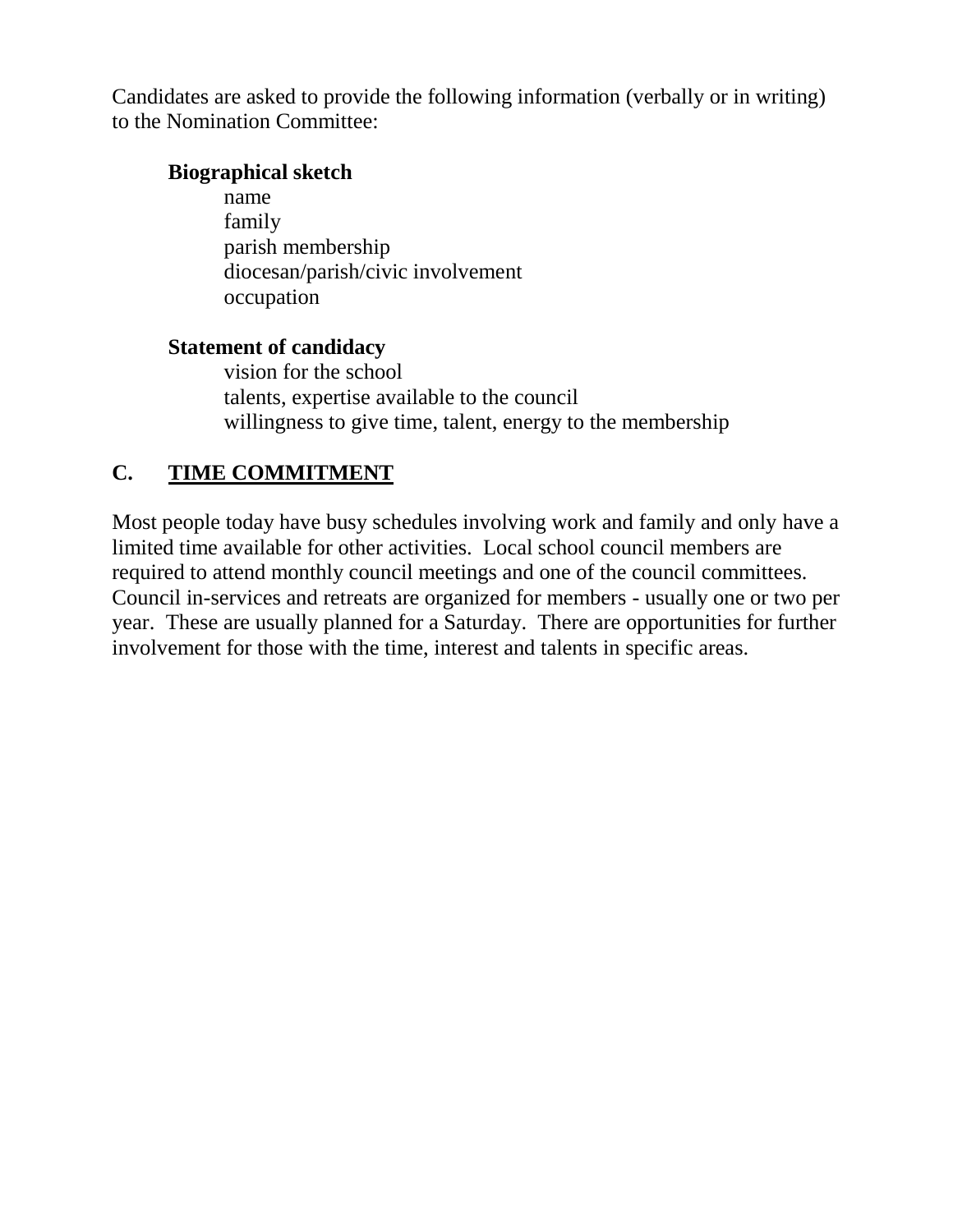Candidates are asked to provide the following information (verbally or in writing) to the Nomination Committee:

**Biographical sketch**

- name
- family
- parish membership
- diocesan/parish/civic involvement
- occupation

**Statement of candidacy**

- vision for the school
- talents, expertise available to the council
- willingness to give time, talent, energy to the membership

## C. TIME COMMITMENT

Most people today have busy schedules involving work and family and only have a limited time available for other activities. Local school council members are required to attend monthly council meetings and one of the council committees. Council in-services and retreats are organized for members - usually one or two per year. These are usually planned for a Saturday. There are opportunities for further involvement for those with the time, interest and talents in specific areas.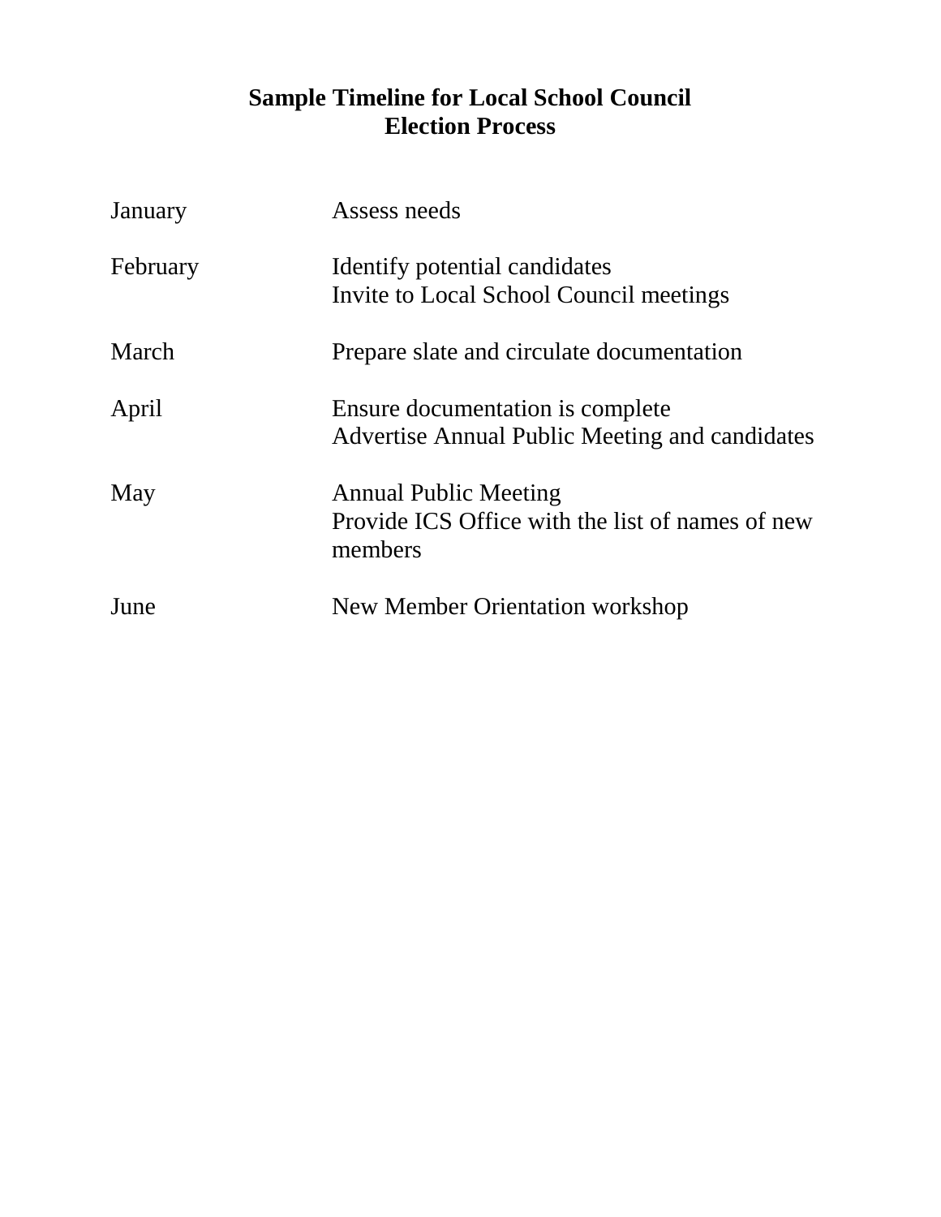# Sample Timeline for Local School Council Election Process

| | |
|---|---|
| January | Assess needs |
| February | Identify potential candidates<br>Invite to Local School Council meetings |
| March | Prepare slate and circulate documentation |
| April | Ensure documentation is complete<br>Advertise Annual Public Meeting and candidates |
| May | Annual Public Meeting<br>Provide ICS Office with the list of names of new members |
| June | New Member Orientation workshop |